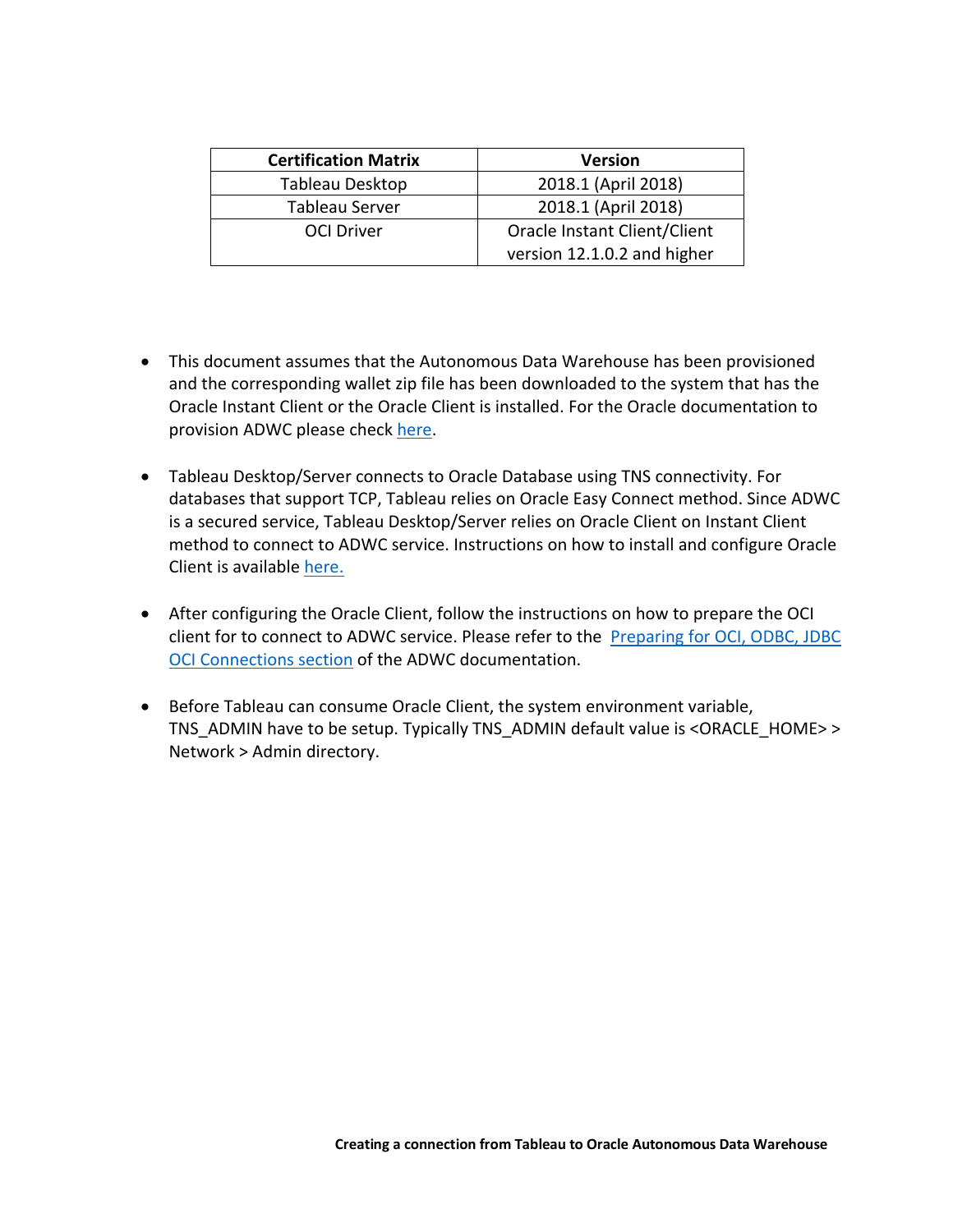| Certification Matrix | Version |
| --- | --- |
| Tableau Desktop | 2018.1 (April 2018) |
| Tableau Server | 2018.1 (April 2018) |
| OCI Driver | Oracle Instant Client/Client version 12.1.0.2 and higher |

- This document assumes that the Autonomous Data Warehouse has been provisioned and the corresponding wallet zip file has been downloaded to the system that has the Oracle Instant Client or the Oracle Client is installed. For the Oracle documentation to provision ADWC please check here.

- Tableau Desktop/Server connects to Oracle Database using TNS connectivity. For databases that support TCP, Tableau relies on Oracle Easy Connect method. Since ADWC is a secured service, Tableau Desktop/Server relies on Oracle Client on Instant Client method to connect to ADWC service. Instructions on how to install and configure Oracle Client is available here.

- After configuring the Oracle Client, follow the instructions on how to prepare the OCI client for to connect to ADWC service. Please refer to the Preparing for OCI, ODBC, JDBC OCI Connections section of the ADWC documentation.

- Before Tableau can consume Oracle Client, the system environment variable, TNS_ADMIN have to be setup. Typically TNS_ADMIN default value is <ORACLE_HOME> > Network > Admin directory.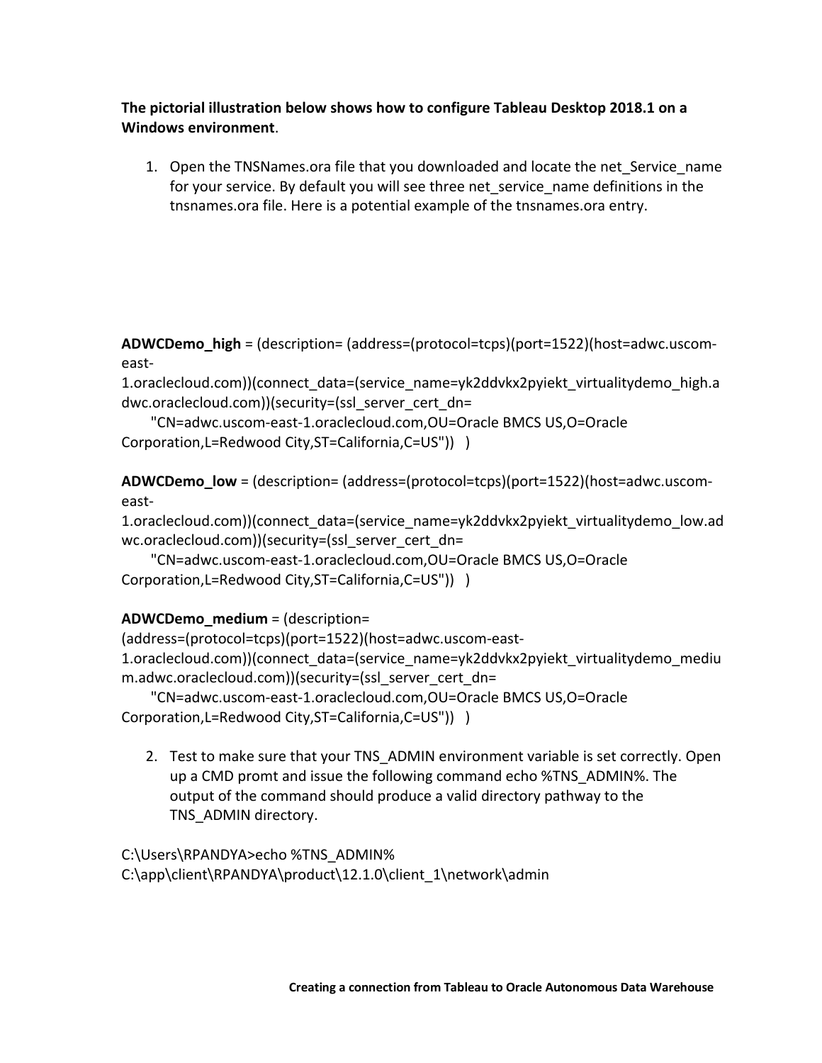**The pictorial illustration below shows how to configure Tableau Desktop 2018.1 on a Windows environment**.

1. Open the TNSNames.ora file that you downloaded and locate the net_Service_name for your service. By default you will see three net_service_name definitions in the tnsnames.ora file. Here is a potential example of the tnsnames.ora entry.

**ADWCDemo_high** = (description= (address=(protocol=tcps)(port=1522)(host=adwc.uscom-east-1.oraclecloud.com))(connect_data=(service_name=yk2ddvkx2pyiekt_virtualitydemo_high.adwc.oraclecloud.com))(security=(ssl_server_cert_dn=
"CN=adwc.uscom-east-1.oraclecloud.com,OU=Oracle BMCS US,O=Oracle Corporation,L=Redwood City,ST=California,C=US")) )

**ADWCDemo_low** = (description= (address=(protocol=tcps)(port=1522)(host=adwc.uscom-east-1.oraclecloud.com))(connect_data=(service_name=yk2ddvkx2pyiekt_virtualitydemo_low.adwc.oraclecloud.com))(security=(ssl_server_cert_dn=
"CN=adwc.uscom-east-1.oraclecloud.com,OU=Oracle BMCS US,O=Oracle Corporation,L=Redwood City,ST=California,C=US")) )

**ADWCDemo_medium** = (description=
(address=(protocol=tcps)(port=1522)(host=adwc.uscom-east-1.oraclecloud.com))(connect_data=(service_name=yk2ddvkx2pyiekt_virtualitydemo_medium.adwc.oraclecloud.com))(security=(ssl_server_cert_dn=
"CN=adwc.uscom-east-1.oraclecloud.com,OU=Oracle BMCS US,O=Oracle Corporation,L=Redwood City,ST=California,C=US")) )

2. Test to make sure that your TNS_ADMIN environment variable is set correctly. Open up a CMD promt and issue the following command echo %TNS_ADMIN%. The output of the command should produce a valid directory pathway to the TNS_ADMIN directory.

```
C:\Users\RPANDYA>echo %TNS_ADMIN%
C:\app\client\RPANDYA\product\12.1.0\client_1\network\admin
```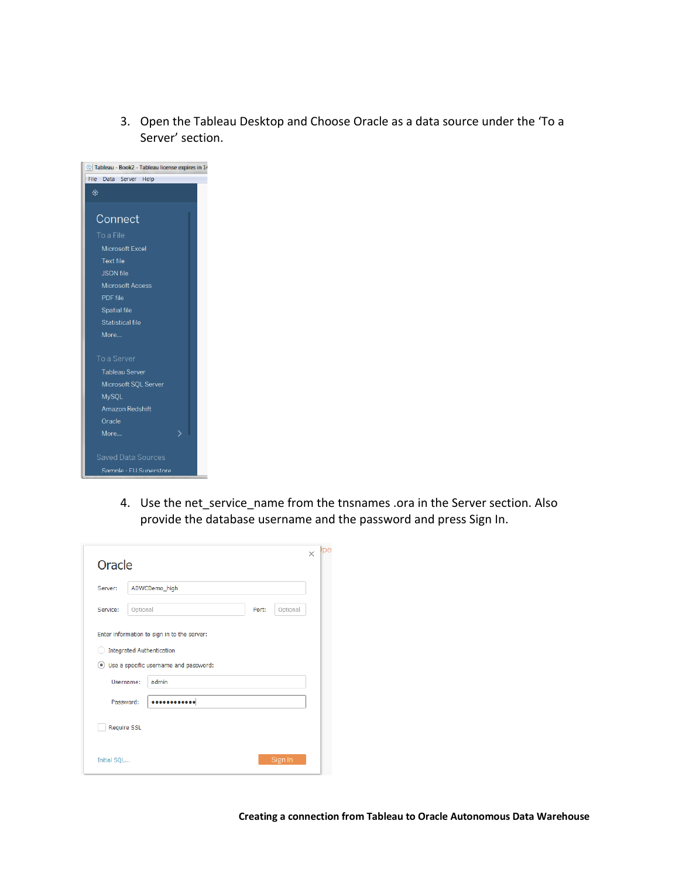3. Open the Tableau Desktop and Choose Oracle as a data source under the 'To a Server' section.

4. Use the net_service_name from the tnsnames .ora in the Server section. Also provide the database username and the password and press Sign In.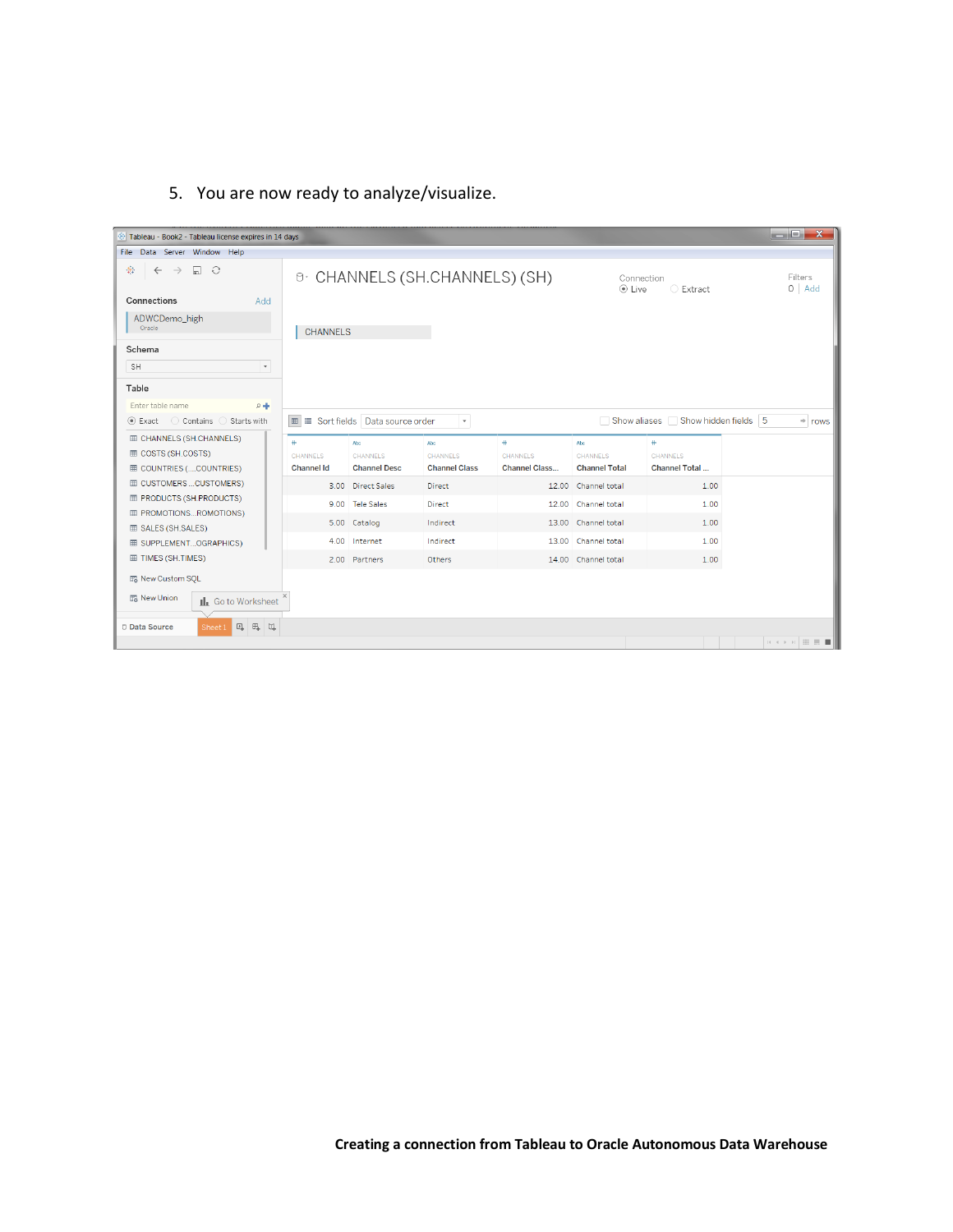5. You are now ready to analyze/visualize.